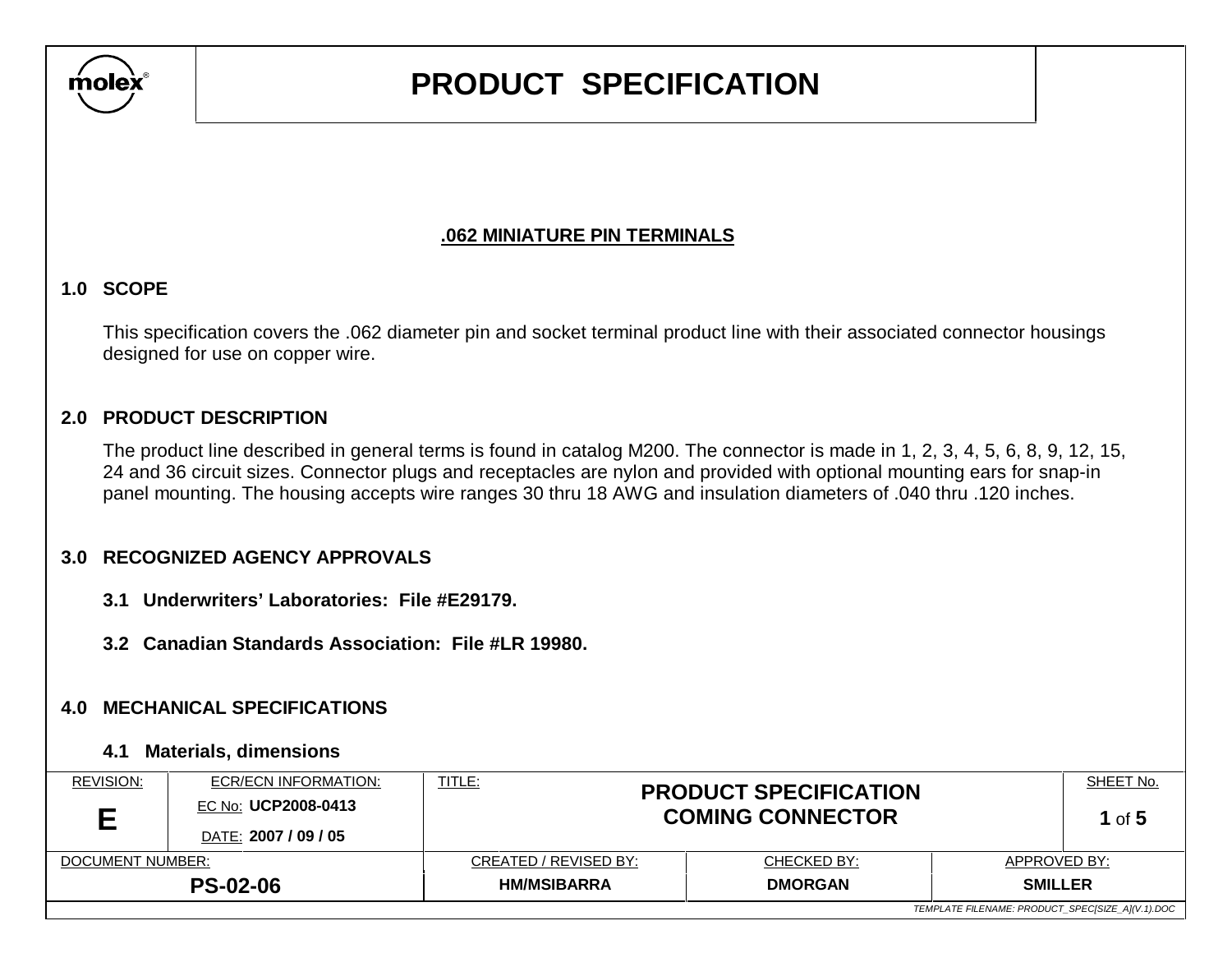# PRODUCT SPECIFICATION

## .062 MINIATURE PIN TERMINALS

## 1.0 SCOPE

This specification covers the .062 diameter pin and socket terminal product line with their associated connector housings designed for use on copper wire.

## 2.0 PRODUCT DESCRIPTION

The product line described in general terms is found in catalog M200. The connector is made in 1, 2, 3, 4, 5, 6, 8, 9, 12, 15, 24 and 36 circuit sizes. Connector plugs and receptacles are nylon and provided with optional mounting ears for snap-in panel mounting. The housing accepts wire ranges 30 thru 18 AWG and insulation diameters of .040 thru .120 inches.

## 3.0 RECOGNIZED AGENCY APPROVALS

### 3.1 Underwriters' Laboratories: File #E29179.

### 3.2 Canadian Standards Association: File #LR 19980.

## 4.0 MECHANICAL SPECIFICATIONS

### 4.1 Materials, dimensions

| REVISION: | ECR/ECN INFORMATION: | TITLE: | | SHEET No. |
|---|---|---|---|---|
| **E** | EC No: **UCP2008-0413** DATE: **2007 / 09 / 05** | **PRODUCT SPECIFICATION COMING CONNECTOR** | | **1** of **5** |
| DOCUMENT NUMBER: | CREATED / REVISED BY: | CHECKED BY: | APPROVED BY: | |
| **PS-02-06** | **HM/MSIBARRA** | **DMORGAN** | **SMILLER** | |

*TEMPLATE FILENAME: PRODUCT_SPEC[SIZE_A](V.1).DOC*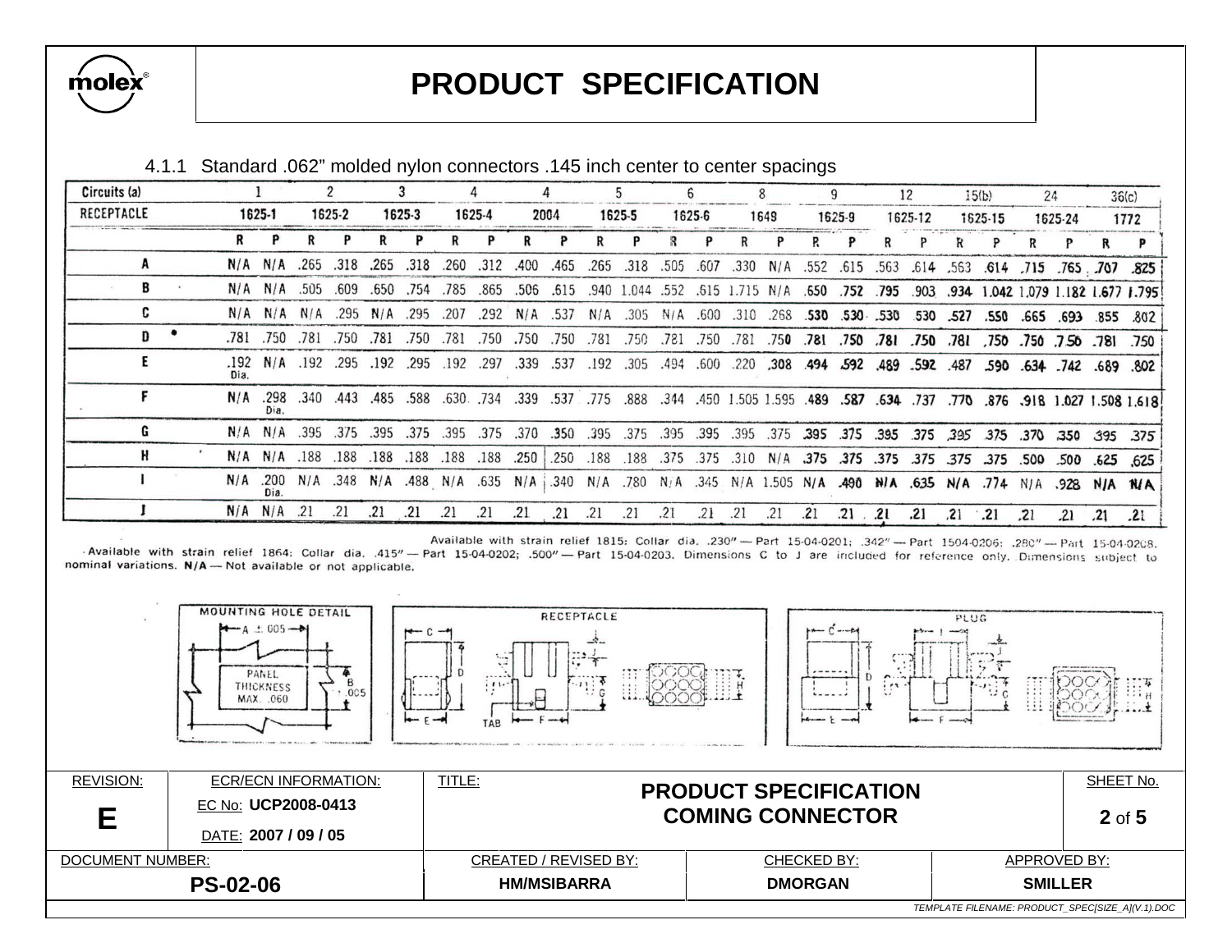4.1.1 Standard .062" molded nylon connectors .145 inch center to center spacings

| Circuits (a) | 1 | | 2 | | 3 | | 4 | | 4 | | 5 | | 6 | | 8 | | 9 | | 12 | | 15(b) | | 24 | | 36(c) | |
|---|---|---|---|---|---|---|---|---|---|---|---|---|---|---|---|---|---|---|---|---|---|---|---|---|---|---|
| RECEPTACLE | 1625-1 | | 1625-2 | | 1625-3 | | 1625-4 | | 2004 | | 1625-5 | | 1625-6 | | 1649 | | 1625-9 | | 1625-12 | | 1625-15 | | 1625-24 | | 1772 | |
| | R | P | R | P | R | P | R | P | R | P | R | P | R | P | R | P | R | P | R | P | R | P | R | P | R | P |
| A | N/A | N/A | .265 | .318 | .265 | .318 | .260 | .312 | .400 | .465 | .265 | .318 | .505 | .607 | .330 | N/A | .552 | .615 | .563 | .614 | .563 | .614 | .715 | .765 | .707 | .825 |
| B | N/A | N/A | .505 | .609 | .650 | .754 | .785 | .865 | .506 | .615 | .940 | 1.044 | .552 | .615 | 1.715 | N/A | .650 | .752 | .795 | .903 | .934 | 1.042 | 1.079 | 1.182 | 1.677 | 1.795 |
| C | N/A | N/A | N/A | .295 | N/A | .295 | .207 | .292 | N/A | .537 | N/A | .305 | N/A | .600 | .310 | .268 | .530 | .530 | .530 | .530 | .527 | .550 | .665 | .693 | .855 | .802 |
| D • | .781 | .750 | .781 | .750 | .781 | .750 | .781 | .750 | .750 | .750 | .781 | .750 | .781 | .750 | .781 | .750 | .781 | .750 | .781 | .750 | .781 | .750 | .750 | .750 | .781 | .750 |
| E | .192 Dia. | N/A | .192 | .295 | .192 | .295 | .192 | .297 | .339 | .537 | .192 | .305 | .494 | .600 | .220 | .308 | .494 | .592 | .489 | .592 | .487 | .590 | .634 | .742 | .689 | .802 |
| F | N/A | .298 Dia. | .340 | .443 | .485 | .588 | .630 | .734 | .339 | .537 | .775 | .888 | .344 | .450 | 1.505 | 1.595 | .489 | .587 | .634 | .737 | .770 | .876 | .918 | 1.027 | 1.508 | 1.618 |
| G | N/A | N/A | .395 | .375 | .395 | .375 | .395 | .375 | .370 | .350 | .395 | .375 | .395 | .395 | .395 | .375 | .395 | .375 | .395 | .375 | .395 | .375 | .370 | .350 | .395 | .375 |
| H | N/A | N/A | .188 | .188 | .188 | .188 | .188 | .188 | .250 | .250 | .188 | .188 | .375 | .375 | .310 | N/A | .375 | .375 | .375 | .375 | .375 | .375 | .500 | .500 | .625 | .625 |
| I | N/A | .200 Dia. | N/A | .348 | N/A | .488 | N/A | .635 | N/A | .340 | N/A | .780 | N/A | .345 | N/A | 1.505 | N/A | .490 | N/A | .635 | N/A | .774 | N/A | .928 | N/A | N/A |
| J | N/A | N/A | .21 | .21 | .21 | .21 | .21 | .21 | .21 | .21 | .21 | .21 | .21 | .21 | .21 | .21 | .21 | .21 | .21 | .21 | .21 | .21 | .21 | .21 | .21 | .21 |

Available with strain relief 1815: Collar dia. .230" — Part 15-04-0201; .342" — Part 1504-0206; .280" — Part 15-04-0208. Available with strain relief 1864: Collar dia. .415" — Part 15-04-0202; .500" — Part 15-04-0203. Dimensions C to J are included for reference only. Dimensions subject to nominal variations. N/A — Not available or not applicable.

MOUNTING HOLE DETAIL — A ±.005, B ±.005, PANEL THICKNESS MAX. .060

RECEPTACLE — C, D, E, F, G, H, TAB

PLUG — C, D, E, F, G, H, I, J

| REVISION: | ECR/ECN INFORMATION: | TITLE: | SHEET No. |
|---|---|---|---|
| E | EC No: UCP2008-0413 DATE: 2007 / 09 / 05 | PRODUCT SPECIFICATION COMING CONNECTOR | 2 of 5 |
| DOCUMENT NUMBER: PS-02-06 | CREATED / REVISED BY: HM/MSIBARRA | CHECKED BY: DMORGAN | APPROVED BY: SMILLER |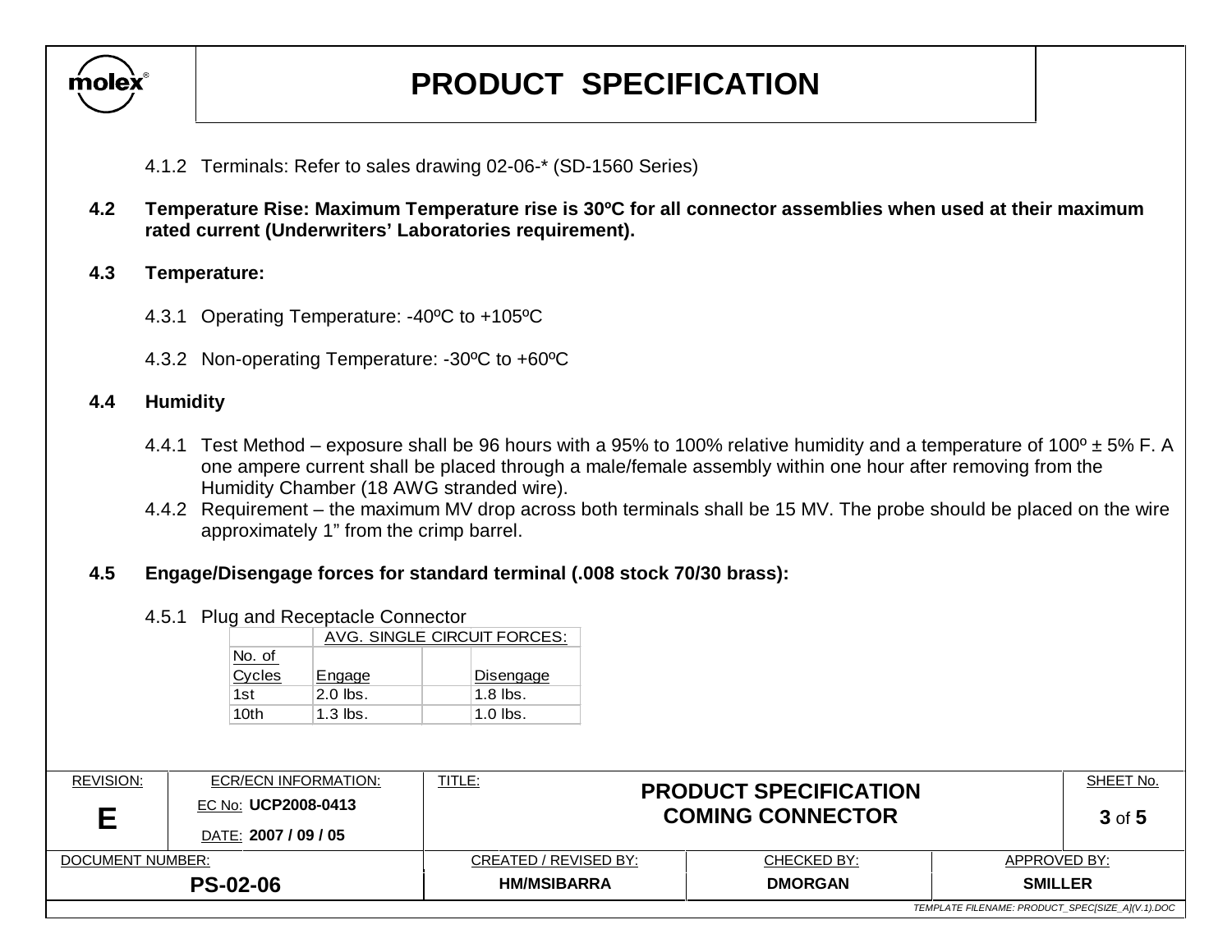4.1.2 Terminals: Refer to sales drawing 02-06-* (SD-1560 Series)

**4.2 Temperature Rise: Maximum Temperature rise is 30ºC for all connector assemblies when used at their maximum rated current (Underwriters' Laboratories requirement).**

**4.3 Temperature:**

4.3.1 Operating Temperature: -40ºC to +105ºC

4.3.2 Non-operating Temperature: -30ºC to +60ºC

**4.4 Humidity**

4.4.1 Test Method – exposure shall be 96 hours with a 95% to 100% relative humidity and a temperature of 100º ± 5% F. A one ampere current shall be placed through a male/female assembly within one hour after removing from the Humidity Chamber (18 AWG stranded wire).

4.4.2 Requirement – the maximum MV drop across both terminals shall be 15 MV. The probe should be placed on the wire approximately 1" from the crimp barrel.

**4.5 Engage/Disengage forces for standard terminal (.008 stock 70/30 brass):**

4.5.1 Plug and Receptacle Connector

| | AVG. SINGLE CIRCUIT FORCES: | | |
|---|---|---|---|
| No. of Cycles | Engage | | Disengage |
| 1st | 2.0 lbs. | | 1.8 lbs. |
| 10th | 1.3 lbs. | | 1.0 lbs. |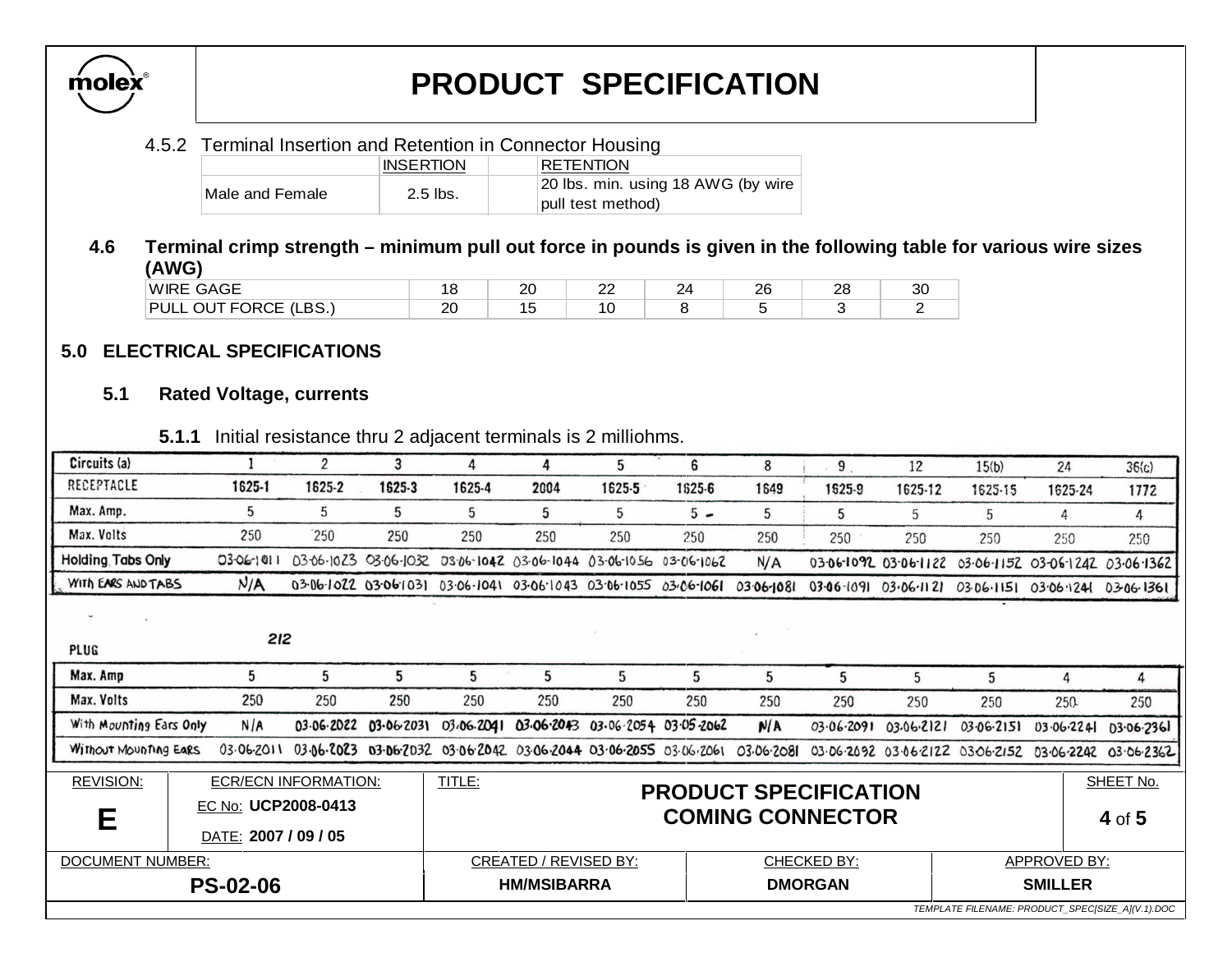4.5.2 Terminal Insertion and Retention in Connector Housing

| | INSERTION | | RETENTION |
|---|---|---|---|
| Male and Female | 2.5 lbs. | | 20 lbs. min. using 18 AWG (by wire pull test method) |

### 4.6 Terminal crimp strength – minimum pull out force in pounds is given in the following table for various wire sizes (AWG)

| WIRE GAGE | 18 | 20 | 22 | 24 | 26 | 28 | 30 |
|---|---|---|---|---|---|---|---|
| PULL OUT FORCE (LBS.) | 20 | 15 | 10 | 8 | 5 | 3 | 2 |

## 5.0 ELECTRICAL SPECIFICATIONS

### 5.1 Rated Voltage, currents

**5.1.1** Initial resistance thru 2 adjacent terminals is 2 milliohms.

| Circuits (a) | 1 | 2 | 3 | 4 | 4 | 5 | 6 | 8 | 9 | 12 | 15(b) | 24 | 36(c) |
|---|---|---|---|---|---|---|---|---|---|---|---|---|---|
| RECEPTACLE | 1625-1 | 1625-2 | 1625-3 | 1625-4 | 2004 | 1625-5 | 1625-6 | 1649 | 1625-9 | 1625-12 | 1625-15 | 1625-24 | 1772 |
| Max. Amp. | 5 | 5 | 5 | 5 | 5 | 5 | 5 | 5 | 5 | 5 | 5 | 4 | 4 |
| Max. Volts | 250 | 250 | 250 | 250 | 250 | 250 | 250 | 250 | 250 | 250 | 250 | 250 | 250 |
| Holding Tabs Only | 03-06-1011 | 03-06-1023 | 03-06-1032 | 03-06-1042 | 03-06-1044 | 03-06-1056 | 03-06-1062 | N/A | 03-06-1092 | 03-06-1122 | 03-06-1152 | 03-06-1242 | 03-06-1362 |
| With Ears and Tabs | N/A | 03-06-1022 | 03-06-1031 | 03-06-1041 | 03-06-1043 | 03-06-1055 | 03-06-1061 | 03-06-1081 | 03-06-1091 | 03-06-1121 | 03-06-1151 | 03-06-1241 | 03-06-1361 |

PLUG 212

| PLUG | | | | | | | | | | | | | |
|---|---|---|---|---|---|---|---|---|---|---|---|---|---|
| Max. Amp | 5 | 5 | 5 | 5 | 5 | 5 | 5 | 5 | 5 | 5 | 5 | 4 | 4 |
| Max. Volts | 250 | 250 | 250 | 250 | 250 | 250 | 250 | 250 | 250 | 250 | 250 | 250 | 250 |
| With Mounting Ears Only | N/A | 03-06-2022 | 03-06-2031 | 03-06-2041 | 03-06-2043 | 03-06-2054 | 03-05-2062 | N/A | 03-06-2091 | 03-06-2121 | 03-06-2151 | 03-06-2241 | 03-06-2361 |
| Without Mounting Ears | 03-06-2011 | 03-06-2023 | 03-06-2032 | 03-06-2042 | 03-06-2044 | 03-06-2055 | 03-06-2061 | 03-06-2081 | 03-06-2092 | 03-06-2122 | 03-06-2152 | 03-06-2242 | 03-06-2362 |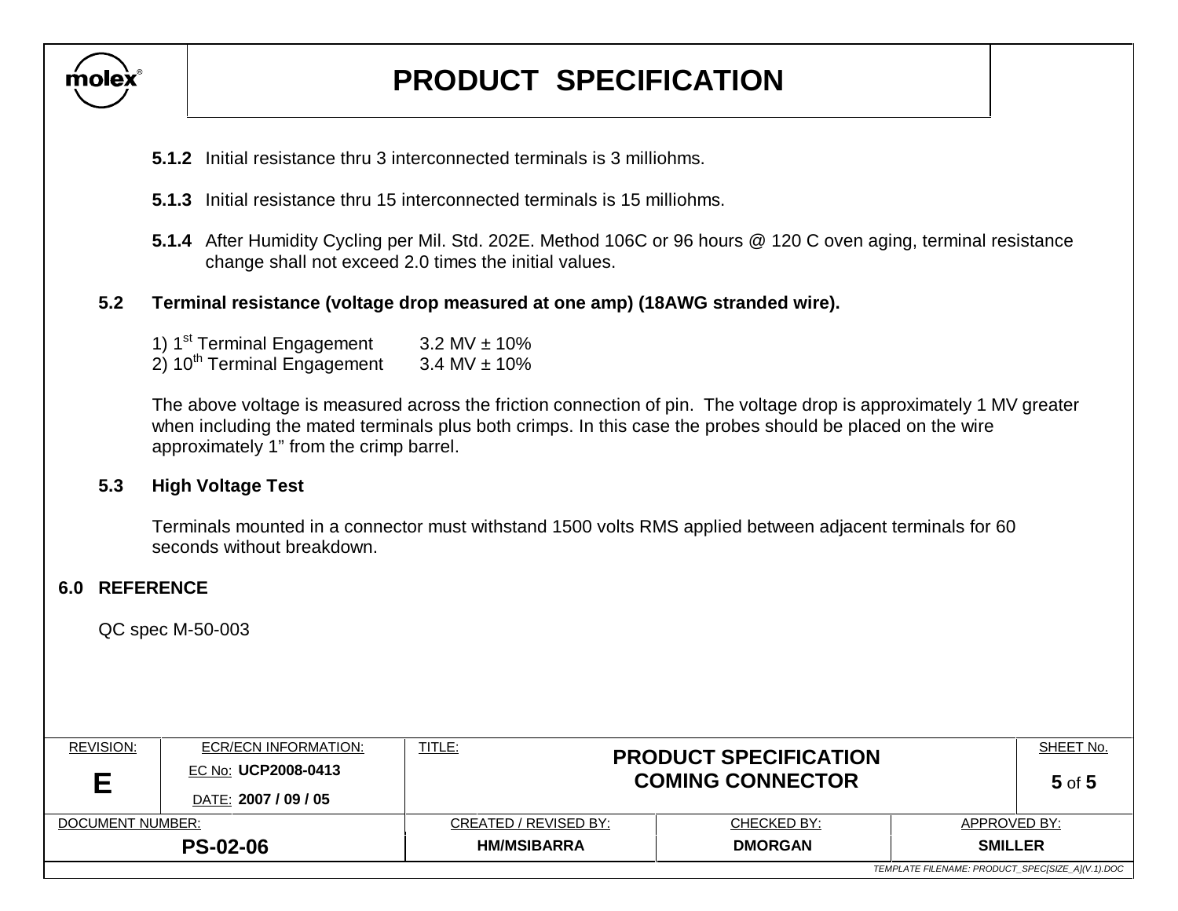**5.1.2** Initial resistance thru 3 interconnected terminals is 3 milliohms.

**5.1.3** Initial resistance thru 15 interconnected terminals is 15 milliohms.

**5.1.4** After Humidity Cycling per Mil. Std. 202E. Method 106C or 96 hours @ 120 C oven aging, terminal resistance change shall not exceed 2.0 times the initial values.

**5.2 Terminal resistance (voltage drop measured at one amp) (18AWG stranded wire).**

1) 1st Terminal Engagement 3.2 MV ± 10%
2) 10th Terminal Engagement 3.4 MV ± 10%

The above voltage is measured across the friction connection of pin. The voltage drop is approximately 1 MV greater when including the mated terminals plus both crimps. In this case the probes should be placed on the wire approximately 1" from the crimp barrel.

**5.3 High Voltage Test**

Terminals mounted in a connector must withstand 1500 volts RMS applied between adjacent terminals for 60 seconds without breakdown.

## 6.0 REFERENCE

QC spec M-50-003

| REVISION: | ECR/ECN INFORMATION: | TITLE: | | SHEET No. |
|---|---|---|---|---|
| E | EC No: UCP2008-0413 DATE: 2007 / 09 / 05 | PRODUCT SPECIFICATION COMING CONNECTOR | | 5 of 5 |
| DOCUMENT NUMBER: | | CREATED / REVISED BY: | CHECKED BY: | APPROVED BY: |
| PS-02-06 | | HM/MSIBARRA | DMORGAN | SMILLER |